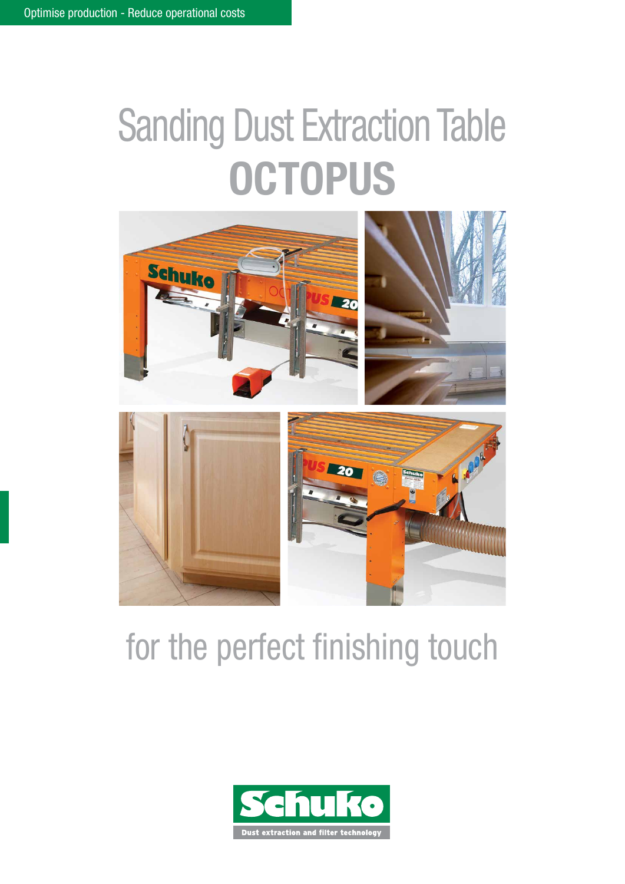Optimise production - Reduce operational costs

# Sanding Dust Extraction Table

# OCTOPUS

for the perfect finishing touch

Schuko

Dust extraction and filter technology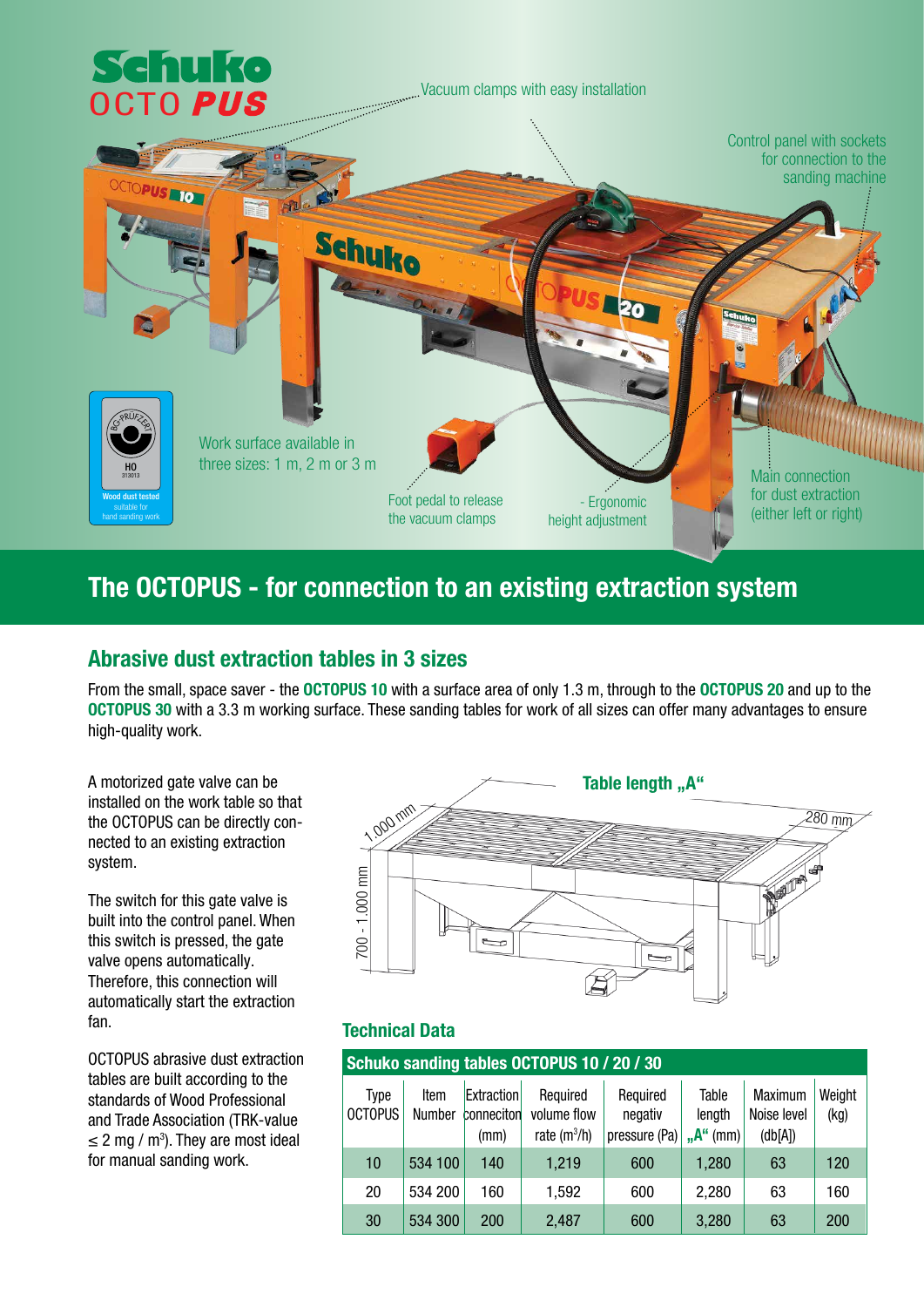Schuko OCTO PUS

Vacuum clamps with easy installation

Control panel with sockets for connection to the sanding machine

Work surface available in three sizes: 1 m, 2 m or 3 m

Foot pedal to release the vacuum clamps

- Ergonomic height adjustment

Main connection for dust extraction (either left or right)

BG-PRÜFZERT HO 313013 Wood dust tested suitable for hand sanding work

## The OCTOPUS - for connection to an existing extraction system

### Abrasive dust extraction tables in 3 sizes

From the small, space saver - the **OCTOPUS 10** with a surface area of only 1.3 m, through to the **OCTOPUS 20** and up to the **OCTOPUS 30** with a 3.3 m working surface. These sanding tables for work of all sizes can offer many advantages to ensure high-quality work.

A motorized gate valve can be installed on the work table so that the OCTOPUS can be directly connected to an existing extraction system.

The switch for this gate valve is built into the control panel. When this switch is pressed, the gate valve opens automatically. Therefore, this connection will automatically start the extraction fan.

OCTOPUS abrasive dust extraction tables are built according to the standards of Wood Professional and Trade Association (TRK-value $\leq$ 2 mg / m$^3$). They are most ideal for manual sanding work.

Table length „A“

1.000 mm

280 mm

700 - 1.000 mm

### Technical Data

**Schuko sanding tables OCTOPUS 10 / 20 / 30**

| Type OCTOPUS | Item Number | Extraction conneciton (mm) | Required volume flow rate (m$^3$/h) | Required negativ pressure (Pa) | Table length „A“ (mm) | Maximum Noise level (db[A]) | Weight (kg) |
|---|---|---|---|---|---|---|---|
| 10 | 534 100 | 140 | 1,219 | 600 | 1,280 | 63 | 120 |
| 20 | 534 200 | 160 | 1,592 | 600 | 2,280 | 63 | 160 |
| 30 | 534 300 | 200 | 2,487 | 600 | 3,280 | 63 | 200 |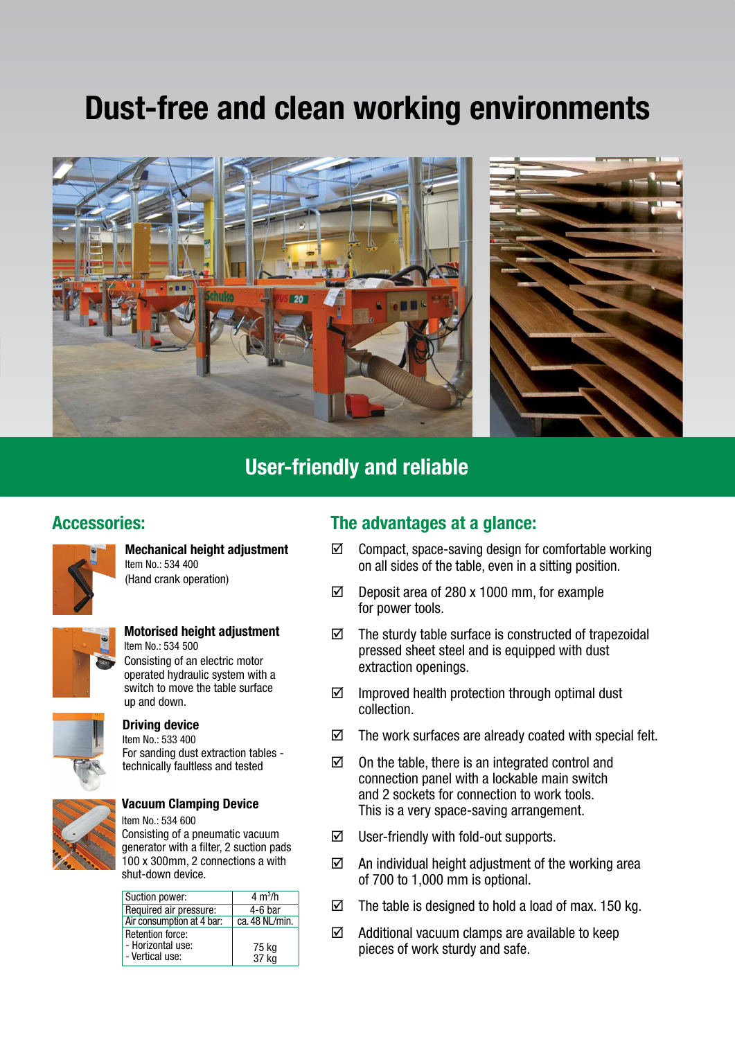# Dust-free and clean working environments

## User-friendly and reliable

### Accessories:

**Mechanical height adjustment**
Item No.: 534 400
(Hand crank operation)

**Motorised height adjustment**
Item No.: 534 500
Consisting of an electric motor operated hydraulic system with a switch to move the table surface up and down.

**Driving device**
Item No.: 533 400
For sanding dust extraction tables - technically faultless and tested

**Vacuum Clamping Device**
Item No.: 534 600
Consisting of a pneumatic vacuum generator with a filter, 2 suction pads 100 x 300mm, 2 connections a with shut-down device.

| Suction power: | 4 $m^3/h$ |
|---|---|
| Required air pressure: | 4-6 bar |
| Air consumption at 4 bar: | ca. 48 NL/min. |
| Retention force:<br>- Horizontal use:<br>- Vertical use: | <br>75 kg<br>37 kg |

### The advantages at a glance:

- ☑ Compact, space-saving design for comfortable working on all sides of the table, even in a sitting position.
- ☑ Deposit area of 280 x 1000 mm, for example for power tools.
- ☑ The sturdy table surface is constructed of trapezoidal pressed sheet steel and is equipped with dust extraction openings.
- ☑ Improved health protection through optimal dust collection.
- ☑ The work surfaces are already coated with special felt.
- ☑ On the table, there is an integrated control and connection panel with a lockable main switch and 2 sockets for connection to work tools. This is a very space-saving arrangement.
- ☑ User-friendly with fold-out supports.
- ☑ An individual height adjustment of the working area of 700 to 1,000 mm is optional.
- ☑ The table is designed to hold a load of max. 150 kg.
- ☑ Additional vacuum clamps are available to keep pieces of work sturdy and safe.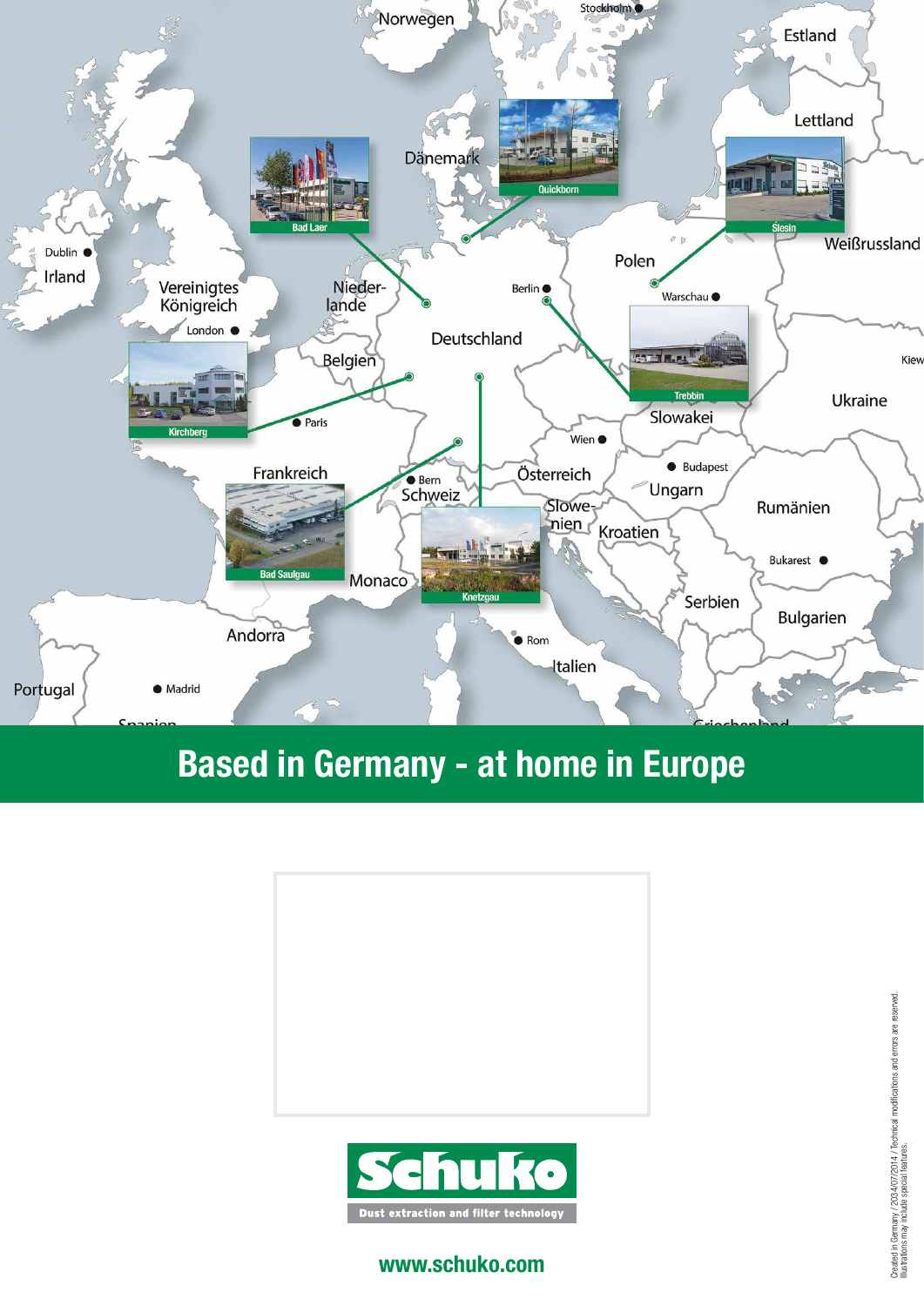## Based in Germany - at home in Europe

Schuko

Dust extraction and filter technology

www.schuko.com

Created in Germany / 2034/07/2014 / Technical modifications and errors are reserved. Illustrations may include special features.